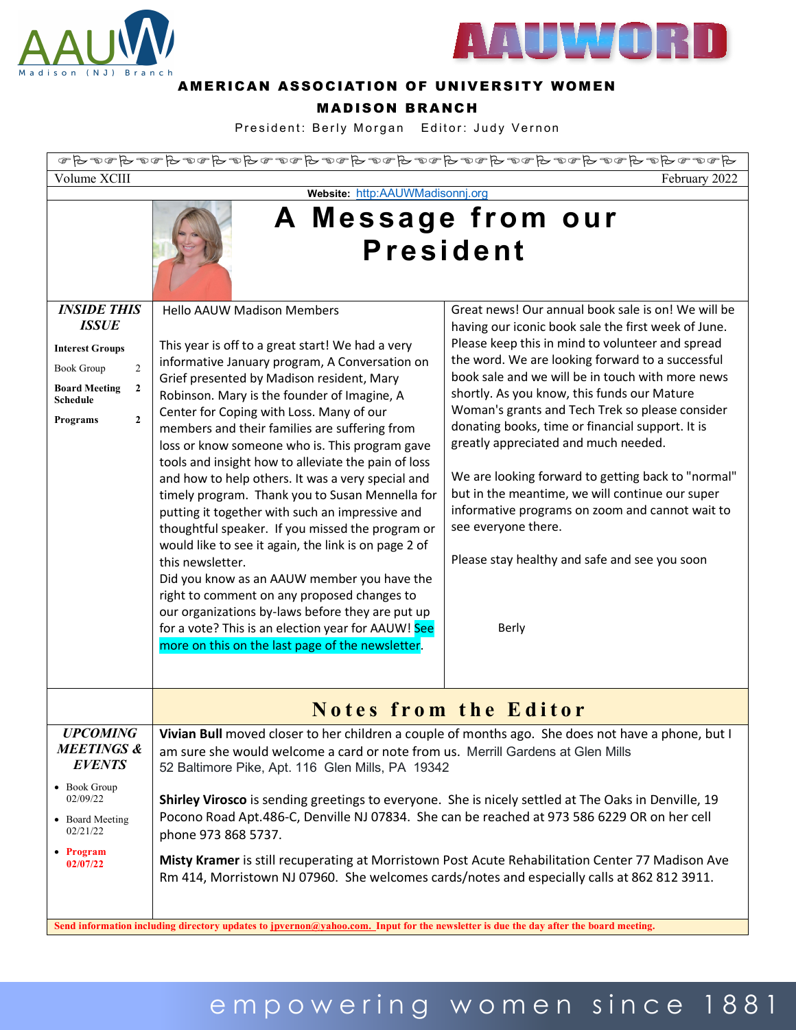# AAUWORD

**AMERICAN ASSOCIATION OF UNIVERSITY WOMEN**

**MADISON BRANCH**

President: Berly Morgan    Editor: Judy Vernon

Volume XCIII    February 2022

**Website:** http:AAUWMadisonnj.org

## A Message from our President

Hello AAUW Madison Members

This year is off to a great start! We had a very informative January program, A Conversation on Grief presented by Madison resident, Mary Robinson. Mary is the founder of Imagine, A Center for Coping with Loss. Many of our members and their families are suffering from loss or know someone who is. This program gave tools and insight how to alleviate the pain of loss and how to help others. It was a very special and timely program. Thank you to Susan Mennella for putting it together with such an impressive and thoughtful speaker. If you missed the program or would like to see it again, the link is on page 2 of this newsletter.

Did you know as an AAUW member you have the right to comment on any proposed changes to our organizations by-laws before they are put up for a vote? This is an election year for AAUW! See more on this on the last page of the newsletter.

Great news! Our annual book sale is on! We will be having our iconic book sale the first week of June. Please keep this in mind to volunteer and spread the word. We are looking forward to a successful book sale and we will be in touch with more news shortly. As you know, this funds our Mature Woman's grants and Tech Trek so please consider donating books, time or financial support. It is greatly appreciated and much needed.

We are looking forward to getting back to "normal" but in the meantime, we will continue our super informative programs on zoom and cannot wait to see everyone there.

Please stay healthy and safe and see you soon

Berly

### *INSIDE THIS ISSUE*

**Interest Groups**

| | |
|---|---|
| Book Group | 2 |
| **Board Meeting Schedule** | **2** |
| **Programs** | **2** |

### *UPCOMING MEETINGS & EVENTS*

- Book Group 02/09/22
- Board Meeting 02/21/22
- **Program 02/07/22**

## Notes from the Editor

**Vivian Bull** moved closer to her children a couple of months ago. She does not have a phone, but I am sure she would welcome a card or note from us. Merrill Gardens at Glen Mills 52 Baltimore Pike, Apt. 116 Glen Mills, PA 19342

**Shirley Virosco** is sending greetings to everyone. She is nicely settled at The Oaks in Denville, 19 Pocono Road Apt.486-C, Denville NJ 07834. She can be reached at 973 586 6229 OR on her cell phone 973 868 5737.

**Misty Kramer** is still recuperating at Morristown Post Acute Rehabilitation Center 77 Madison Ave Rm 414, Morristown NJ 07960. She welcomes cards/notes and especially calls at 862 812 3911.

**Send information including directory updates to jpvernon@yahoo.com. Input for the newsletter is due the day after the board meeting.**

empowering women since 1881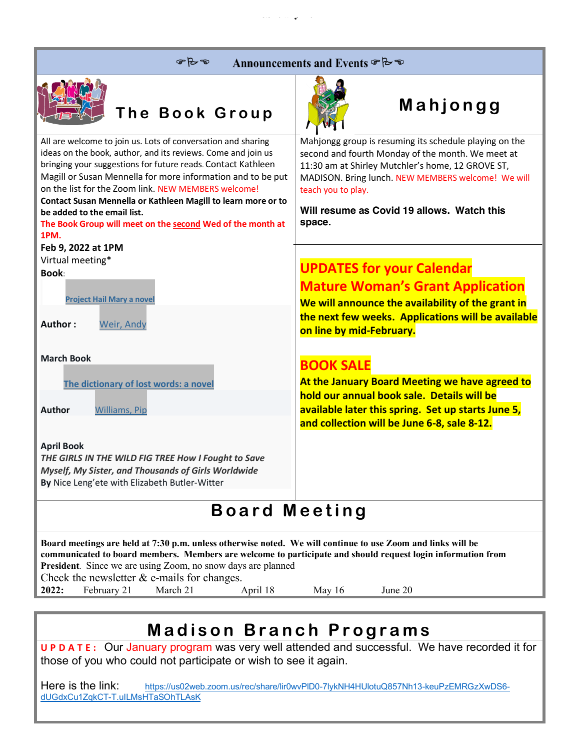## Announcements and Events

### The Book Group

All are welcome to join us. Lots of conversation and sharing ideas on the book, author, and its reviews. Come and join us bringing your suggestions for future reads. Contact Kathleen Magill or Susan Mennella for more information and to be put on the list for the Zoom link. NEW MEMBERS welcome!

**Contact Susan Mennella or Kathleen Magill to learn more or to be added to the email list.**

**The Book Group will meet on the second Wed of the month at 1PM.**

**Feb 9, 2022 at 1PM**

Virtual meeting*

**Book**:

**Project Hail Mary a novel**

**Author :** Weir, Andy

**March Book**

**The dictionary of lost words: a novel**

**Author** Williams, Pip

**April Book**

***THE GIRLS IN THE WILD FIG TREE How I Fought to Save Myself, My Sister, and Thousands of Girls Worldwide***

**By** Nice Leng'ete with Elizabeth Butler-Witter

### Mahjongg

Mahjongg group is resuming its schedule playing on the second and fourth Monday of the month. We meet at 11:30 am at Shirley Mutchler's home, 12 GROVE ST, MADISON. Bring lunch. NEW MEMBERS welcome! We will teach you to play.

**Will resume as Covid 19 allows. Watch this space.**

### UPDATES for your Calendar

### Mature Woman's Grant Application

**We will announce the availability of the grant in the next few weeks. Applications will be available on line by mid-February.**

### BOOK SALE

**At the January Board Meeting we have agreed to hold our annual book sale. Details will be available later this spring. Set up starts June 5, and collection will be June 6-8, sale 8-12.**

## Board Meeting

**Board meetings are held at 7:30 p.m. unless otherwise noted. We will continue to use Zoom and links will be communicated to board members. Members are welcome to participate and should request login information from President**. Since we are using Zoom, no snow days are planned

Check the newsletter & e-mails for changes.

**2022:** February 21 March 21 April 18 May 16 June 20

## Madison Branch Programs

**UPDATE:** Our January program was very well attended and successful. We have recorded it for those of you who could not participate or wish to see it again.

Here is the link: https://us02web.zoom.us/rec/share/lir0wvPlD0-7lykNH4HUlotuQ857Nh13-keuPzEMRGzXwDS6-dUGdxCu1ZqkCT-T.uILMsHTaSOhTLAsK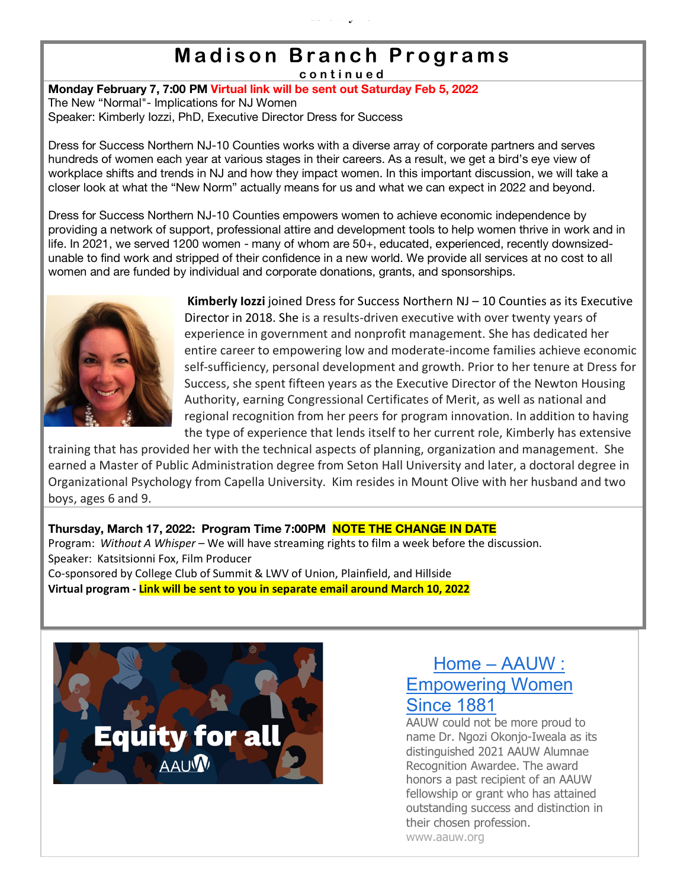# Madison Branch Programs

**continued**

**Monday February 7, 7:00 PM Virtual link will be sent out Saturday Feb 5, 2022**

The New "Normal"- Implications for NJ Women

Speaker: Kimberly Iozzi, PhD, Executive Director Dress for Success

Dress for Success Northern NJ-10 Counties works with a diverse array of corporate partners and serves hundreds of women each year at various stages in their careers. As a result, we get a bird's eye view of workplace shifts and trends in NJ and how they impact women. In this important discussion, we will take a closer look at what the "New Norm" actually means for us and what we can expect in 2022 and beyond.

Dress for Success Northern NJ-10 Counties empowers women to achieve economic independence by providing a network of support, professional attire and development tools to help women thrive in work and in life. In 2021, we served 1200 women - many of whom are 50+, educated, experienced, recently downsized-unable to find work and stripped of their confidence in a new world. We provide all services at no cost to all women and are funded by individual and corporate donations, grants, and sponsorships.

**Kimberly Iozzi** joined Dress for Success Northern NJ – 10 Counties as its Executive Director in 2018. She is a results-driven executive with over twenty years of experience in government and nonprofit management. She has dedicated her entire career to empowering low and moderate-income families achieve economic self-sufficiency, personal development and growth. Prior to her tenure at Dress for Success, she spent fifteen years as the Executive Director of the Newton Housing Authority, earning Congressional Certificates of Merit, as well as national and regional recognition from her peers for program innovation. In addition to having the type of experience that lends itself to her current role, Kimberly has extensive training that has provided her with the technical aspects of planning, organization and management. She earned a Master of Public Administration degree from Seton Hall University and later, a doctoral degree in Organizational Psychology from Capella University. Kim resides in Mount Olive with her husband and two boys, ages 6 and 9.

**Thursday, March 17, 2022: Program Time 7:00PM NOTE THE CHANGE IN DATE**

Program: *Without A Whisper* – We will have streaming rights to film a week before the discussion.

Speaker: Katsitsionni Fox, Film Producer

Co-sponsored by College Club of Summit & LWV of Union, Plainfield, and Hillside

**Virtual program - Link will be sent to you in separate email around March 10, 2022**

Equity for all
AAUW

## Home – AAUW : Empowering Women Since 1881

AAUW could not be more proud to name Dr. Ngozi Okonjo-Iweala as its distinguished 2021 AAUW Alumnae Recognition Awardee. The award honors a past recipient of an AAUW fellowship or grant who has attained outstanding success and distinction in their chosen profession.

www.aauw.org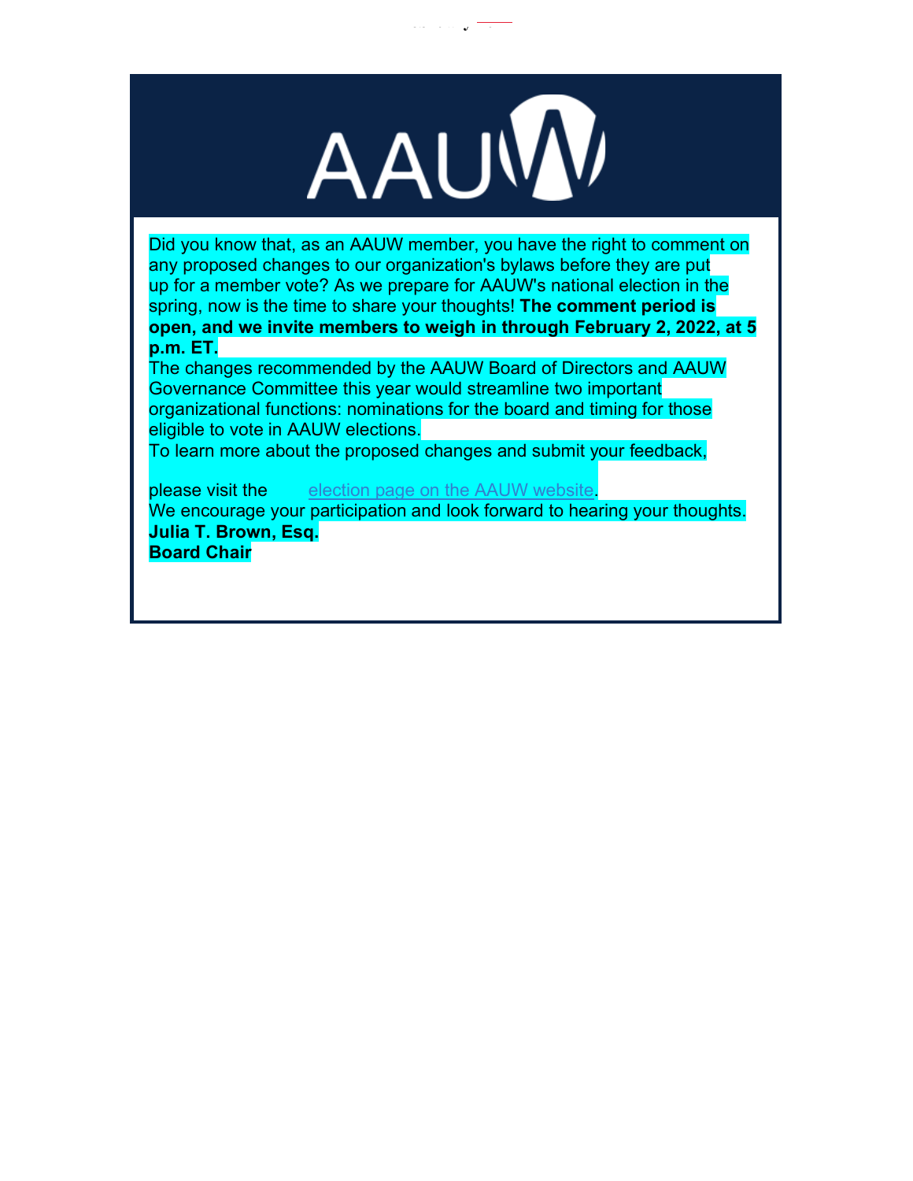Did you know that, as an AAUW member, you have the right to comment on any proposed changes to our organization's bylaws before they are put up for a member vote? As we prepare for AAUW's national election in the spring, now is the time to share your thoughts! **The comment period is open, and we invite members to weigh in through February 2, 2022, at 5 p.m. ET.**

The changes recommended by the AAUW Board of Directors and AAUW Governance Committee this year would streamline two important organizational functions: nominations for the board and timing for those eligible to vote in AAUW elections.

To learn more about the proposed changes and submit your feedback, please visit the election page on the AAUW website.

We encourage your participation and look forward to hearing your thoughts.

**Julia T. Brown, Esq.**
**Board Chair**